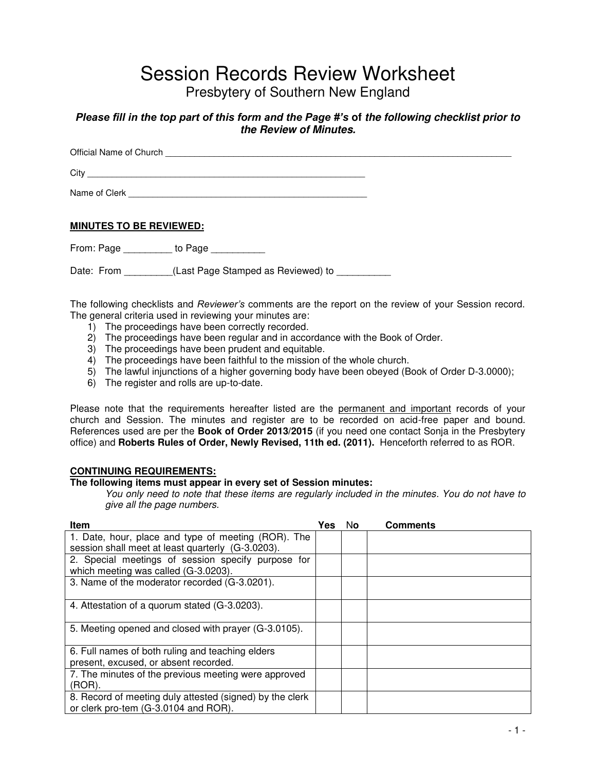# Session Records Review Worksheet

## Presbytery of Southern New England

***Please fill in the top part of this form and the Page #'s* of *the following checklist prior to the Review of Minutes.***

Official Name of Church ___________________________________________________________________________

City ___________________________________________________________

Name of Clerk ___________________________________________________

**MINUTES TO BE REVIEWED:**

From: Page _________ to Page __________

Date: From _________(Last Page Stamped as Reviewed) to __________

The following checklists and *Reviewer's* comments are the report on the review of your Session record. The general criteria used in reviewing your minutes are:

1) The proceedings have been correctly recorded.
2) The proceedings have been regular and in accordance with the Book of Order.
3) The proceedings have been prudent and equitable.
4) The proceedings have been faithful to the mission of the whole church.
5) The lawful injunctions of a higher governing body have been obeyed (Book of Order D-3.0000);
6) The register and rolls are up-to-date.

Please note that the requirements hereafter listed are the permanent and important records of your church and Session. The minutes and register are to be recorded on acid-free paper and bound. References used are per the **Book of Order 2013/2015** (if you need one contact Sonja in the Presbytery office) and **Roberts Rules of Order, Newly Revised, 11th ed. (2011).** Henceforth referred to as ROR.

**CONTINUING REQUIREMENTS:**

**The following items must appear in every set of Session minutes:**

*You only need to note that these items are regularly included in the minutes. You do not have to give all the page numbers.*

| Item | Yes | No | Comments |
|---|---|---|---|
| 1. Date, hour, place and type of meeting (ROR). The session shall meet at least quarterly (G-3.0203). | | | |
| 2. Special meetings of session specify purpose for which meeting was called (G-3.0203). | | | |
| 3. Name of the moderator recorded (G-3.0201). | | | |
| 4. Attestation of a quorum stated (G-3.0203). | | | |
| 5. Meeting opened and closed with prayer (G-3.0105). | | | |
| 6. Full names of both ruling and teaching elders present, excused, or absent recorded. | | | |
| 7. The minutes of the previous meeting were approved (ROR). | | | |
| 8. Record of meeting duly attested (signed) by the clerk or clerk pro-tem (G-3.0104 and ROR). | | | |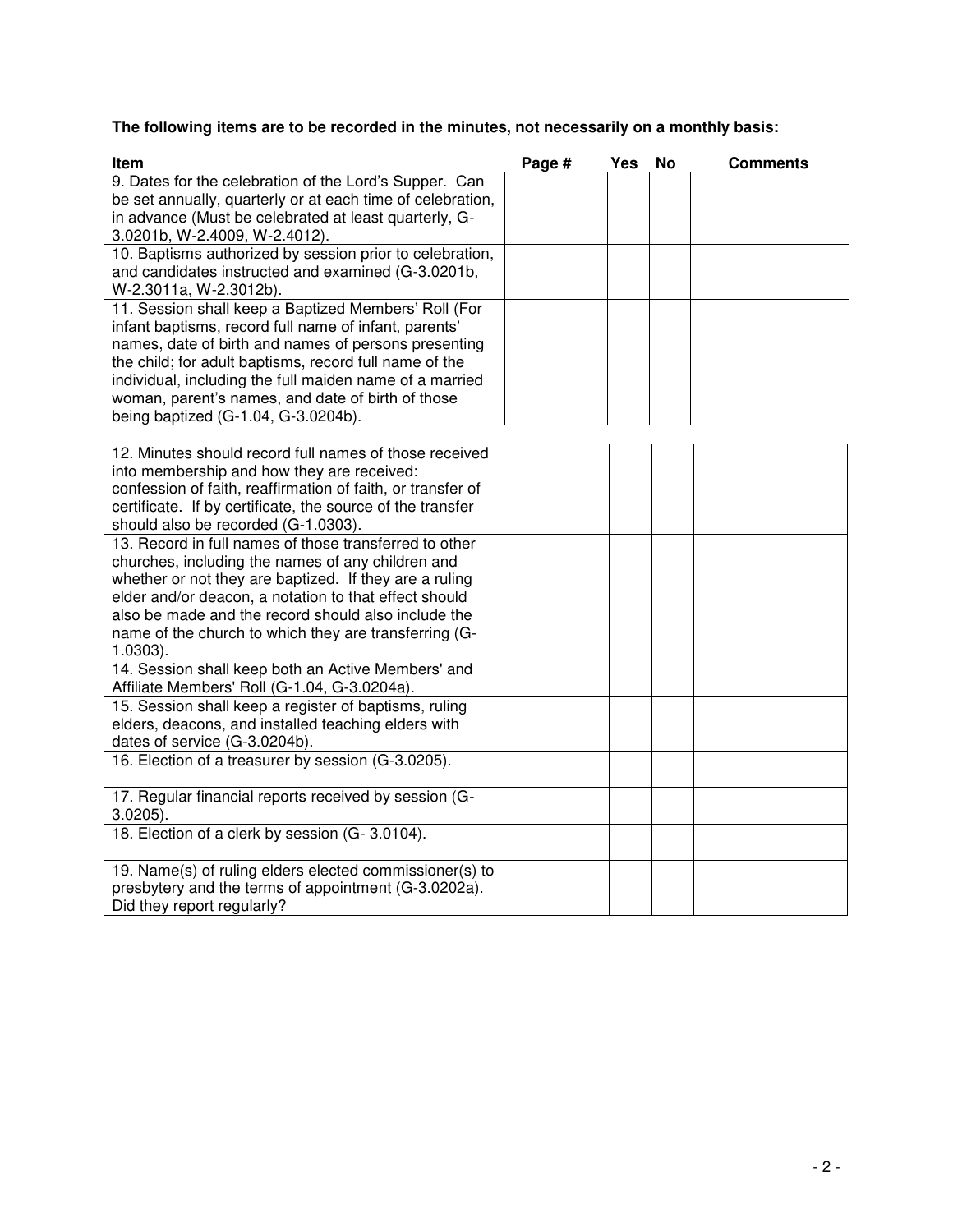**The following items are to be recorded in the minutes, not necessarily on a monthly basis:**

| Item | Page # | Yes | No | Comments |
|---|---|---|---|---|
| 9. Dates for the celebration of the Lord's Supper. Can be set annually, quarterly or at each time of celebration, in advance (Must be celebrated at least quarterly, G-3.0201b, W-2.4009, W-2.4012). | | | | |
| 10. Baptisms authorized by session prior to celebration, and candidates instructed and examined (G-3.0201b, W-2.3011a, W-2.3012b). | | | | |
| 11. Session shall keep a Baptized Members' Roll (For infant baptisms, record full name of infant, parents' names, date of birth and names of persons presenting the child; for adult baptisms, record full name of the individual, including the full maiden name of a married woman, parent's names, and date of birth of those being baptized (G-1.04, G-3.0204b). | | | | |
| 12. Minutes should record full names of those received into membership and how they are received: confession of faith, reaffirmation of faith, or transfer of certificate. If by certificate, the source of the transfer should also be recorded (G-1.0303). | | | | |
| 13. Record in full names of those transferred to other churches, including the names of any children and whether or not they are baptized. If they are a ruling elder and/or deacon, a notation to that effect should also be made and the record should also include the name of the church to which they are transferring (G-1.0303). | | | | |
| 14. Session shall keep both an Active Members' and Affiliate Members' Roll (G-1.04, G-3.0204a). | | | | |
| 15. Session shall keep a register of baptisms, ruling elders, deacons, and installed teaching elders with dates of service (G-3.0204b). | | | | |
| 16. Election of a treasurer by session (G-3.0205). | | | | |
| 17. Regular financial reports received by session (G-3.0205). | | | | |
| 18. Election of a clerk by session (G- 3.0104). | | | | |
| 19. Name(s) of ruling elders elected commissioner(s) to presbytery and the terms of appointment (G-3.0202a). Did they report regularly? | | | | |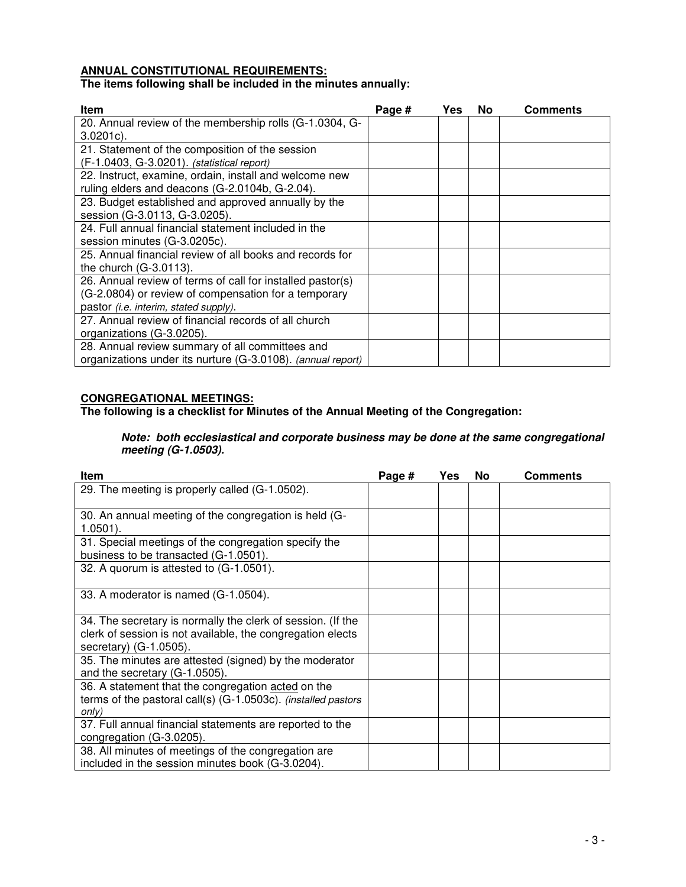**ANNUAL CONSTITUTIONAL REQUIREMENTS:**
**The items following shall be included in the minutes annually:**

| Item | Page # | Yes | No | Comments |
|---|---|---|---|---|
| 20. Annual review of the membership rolls (G-1.0304, G-3.0201c). | | | | |
| 21. Statement of the composition of the session (F-1.0403, G-3.0201). *(statistical report)* | | | | |
| 22. Instruct, examine, ordain, install and welcome new ruling elders and deacons (G-2.0104b, G-2.04). | | | | |
| 23. Budget established and approved annually by the session (G-3.0113, G-3.0205). | | | | |
| 24. Full annual financial statement included in the session minutes (G-3.0205c). | | | | |
| 25. Annual financial review of all books and records for the church (G-3.0113). | | | | |
| 26. Annual review of terms of call for installed pastor(s) (G-2.0804) or review of compensation for a temporary pastor *(i.e. interim, stated supply)*. | | | | |
| 27. Annual review of financial records of all church organizations (G-3.0205). | | | | |
| 28. Annual review summary of all committees and organizations under its nurture (G-3.0108). *(annual report)* | | | | |

**CONGREGATIONAL MEETINGS:**
**The following is a checklist for Minutes of the Annual Meeting of the Congregation:**

> ***Note: both ecclesiastical and corporate business may be done at the same congregational meeting (G-1.0503).***

| Item | Page # | Yes | No | Comments |
|---|---|---|---|---|
| 29. The meeting is properly called (G-1.0502). | | | | |
| 30. An annual meeting of the congregation is held (G-1.0501). | | | | |
| 31. Special meetings of the congregation specify the business to be transacted (G-1.0501). | | | | |
| 32. A quorum is attested to (G-1.0501). | | | | |
| 33. A moderator is named (G-1.0504). | | | | |
| 34. The secretary is normally the clerk of session. (If the clerk of session is not available, the congregation elects secretary) (G-1.0505). | | | | |
| 35. The minutes are attested (signed) by the moderator and the secretary (G-1.0505). | | | | |
| 36. A statement that the congregation acted on the terms of the pastoral call(s) (G-1.0503c). *(installed pastors only)* | | | | |
| 37. Full annual financial statements are reported to the congregation (G-3.0205). | | | | |
| 38. All minutes of meetings of the congregation are included in the session minutes book (G-3.0204). | | | | |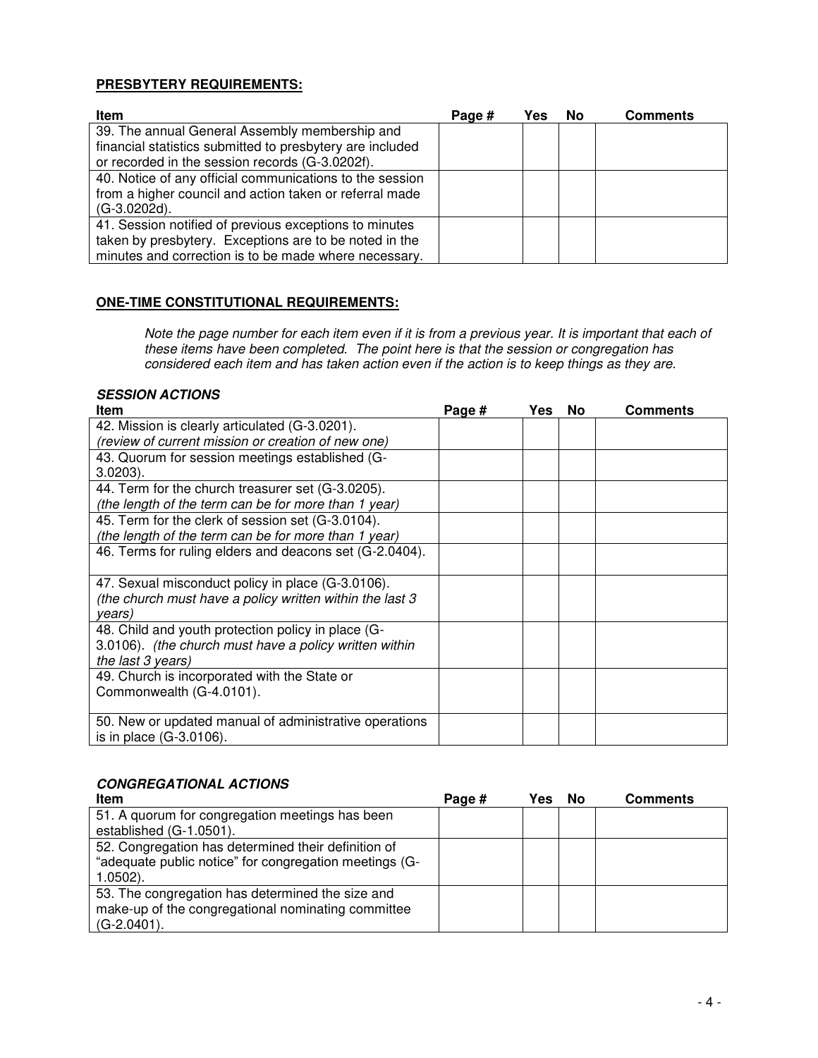**PRESBYTERY REQUIREMENTS:**

| Item | Page # | Yes | No | Comments |
|---|---|---|---|---|
| 39. The annual General Assembly membership and financial statistics submitted to presbytery are included or recorded in the session records (G-3.0202f). | | | | |
| 40. Notice of any official communications to the session from a higher council and action taken or referral made (G-3.0202d). | | | | |
| 41. Session notified of previous exceptions to minutes taken by presbytery. Exceptions are to be noted in the minutes and correction is to be made where necessary. | | | | |

**ONE-TIME CONSTITUTIONAL REQUIREMENTS:**

*Note the page number for each item even if it is from a previous year. It is important that each of these items have been completed. The point here is that the session or congregation has considered each item and has taken action even if the action is to keep things as they are.*

***SESSION ACTIONS***

| Item | Page # | Yes | No | Comments |
|---|---|---|---|---|
| 42. Mission is clearly articulated (G-3.0201). *(review of current mission or creation of new one)* | | | | |
| 43. Quorum for session meetings established (G-3.0203). | | | | |
| 44. Term for the church treasurer set (G-3.0205). *(the length of the term can be for more than 1 year)* | | | | |
| 45. Term for the clerk of session set (G-3.0104). *(the length of the term can be for more than 1 year)* | | | | |
| 46. Terms for ruling elders and deacons set (G-2.0404). | | | | |
| 47. Sexual misconduct policy in place (G-3.0106). *(the church must have a policy written within the last 3 years)* | | | | |
| 48. Child and youth protection policy in place (G-3.0106). *(the church must have a policy written within the last 3 years)* | | | | |
| 49. Church is incorporated with the State or Commonwealth (G-4.0101). | | | | |
| 50. New or updated manual of administrative operations is in place (G-3.0106). | | | | |

***CONGREGATIONAL ACTIONS***

| Item | Page # | Yes | No | Comments |
|---|---|---|---|---|
| 51. A quorum for congregation meetings has been established (G-1.0501). | | | | |
| 52. Congregation has determined their definition of "adequate public notice" for congregation meetings (G-1.0502). | | | | |
| 53. The congregation has determined the size and make-up of the congregational nominating committee (G-2.0401). | | | | |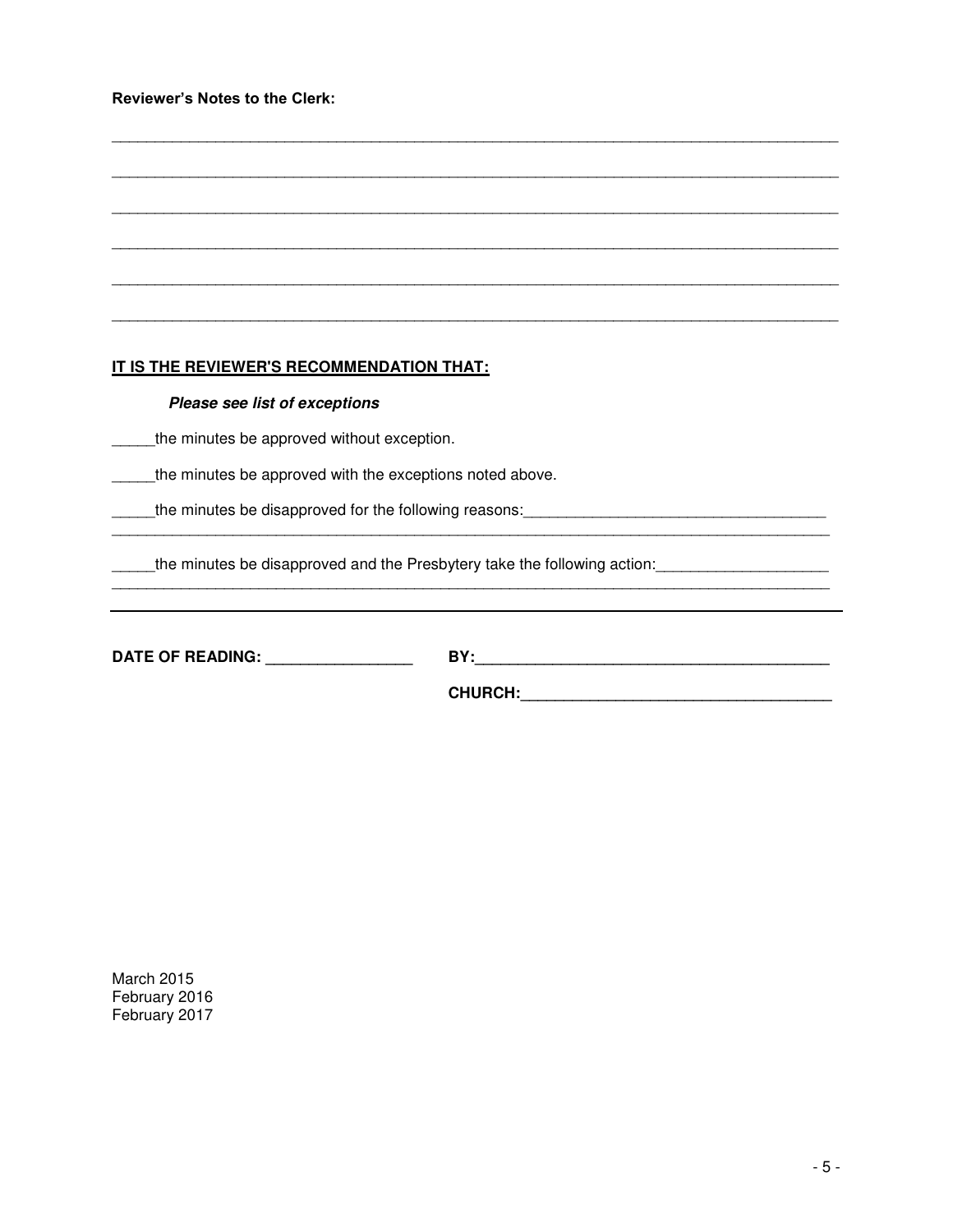**Reviewer's Notes to the Clerk:**

______________________________________________________________________________________

______________________________________________________________________________________

______________________________________________________________________________________

______________________________________________________________________________________

______________________________________________________________________________________

______________________________________________________________________________________

**IT IS THE REVIEWER'S RECOMMENDATION THAT:**

***Please see list of exceptions***

_____the minutes be approved without exception.

_____the minutes be approved with the exceptions noted above.

_____the minutes be disapproved for the following reasons:___________________________________
______________________________________________________________________________________

_____the minutes be disapproved and the Presbytery take the following action:___________________
______________________________________________________________________________________

---

**DATE OF READING:** _________________ **BY:**__________________________________________

**CHURCH:**____________________________________

March 2015
February 2016
February 2017